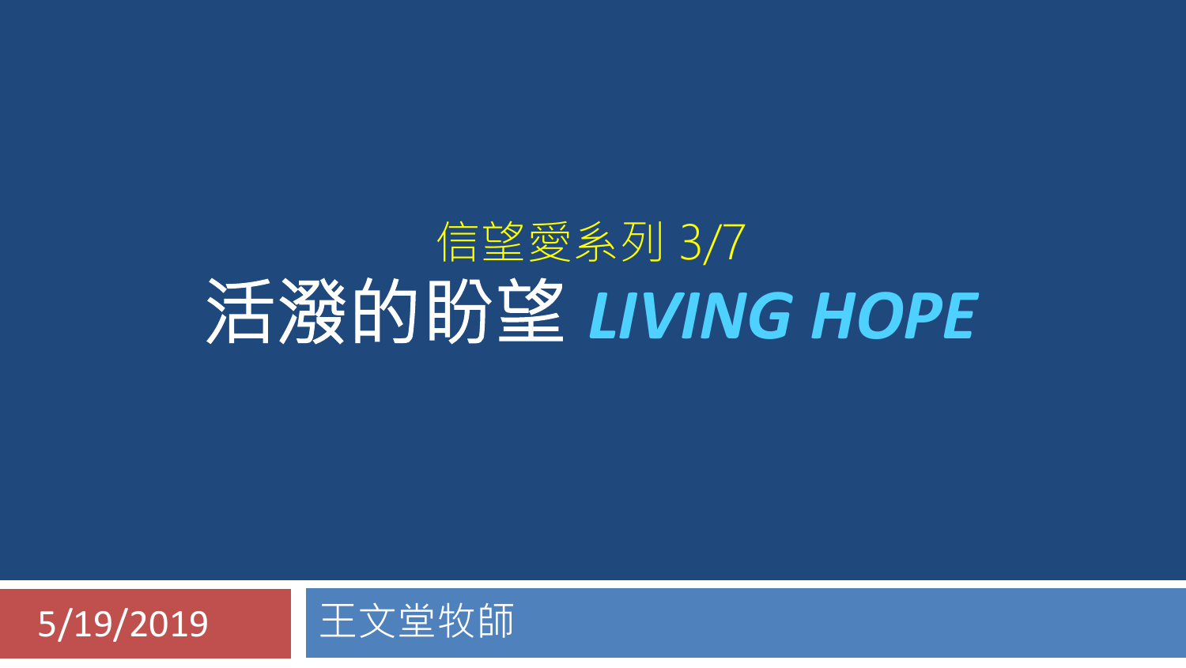信望愛系列 3/7

# 活潑的盼望 *LIVING HOPE*

5/19/2019

王文堂牧師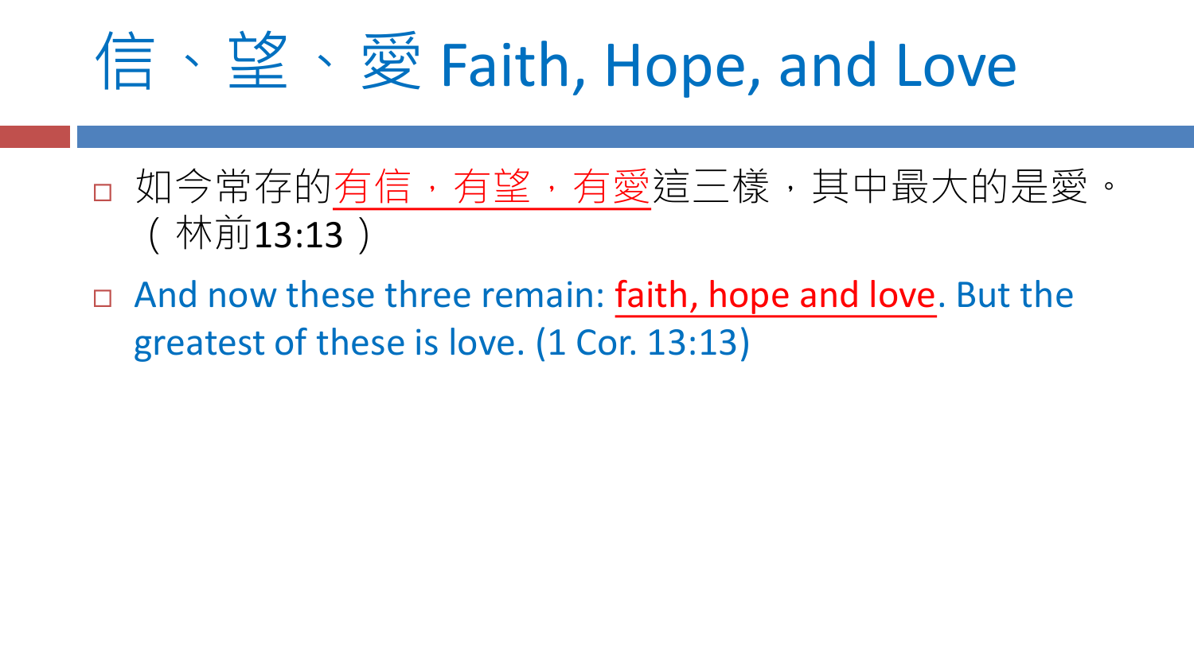# 信、望、愛 Faith, Hope, and Love

- 如今常存的有信，有望，有愛這三樣，其中最大的是愛。（林前13:13）
- And now these three remain: faith, hope and love. But the greatest of these is love. (1 Cor. 13:13)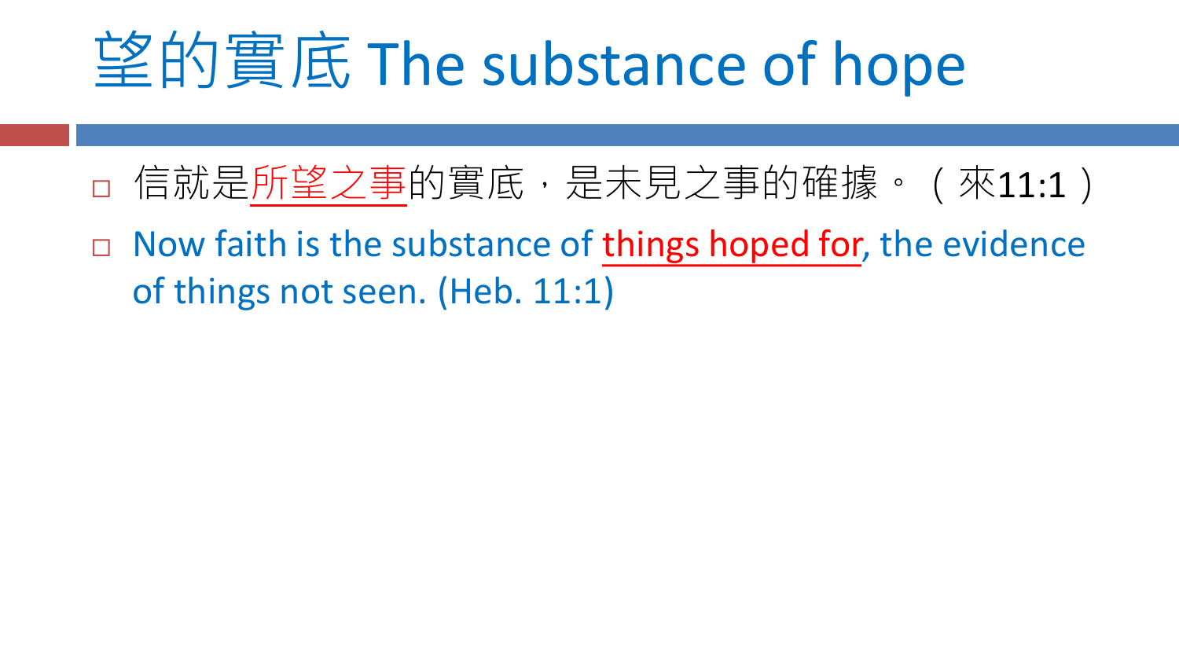# 望的實底 The substance of hope

- 信就是所望之事的實底，是未見之事的確據。（來11:1）
- Now faith is the substance of things hoped for, the evidence of things not seen. (Heb. 11:1)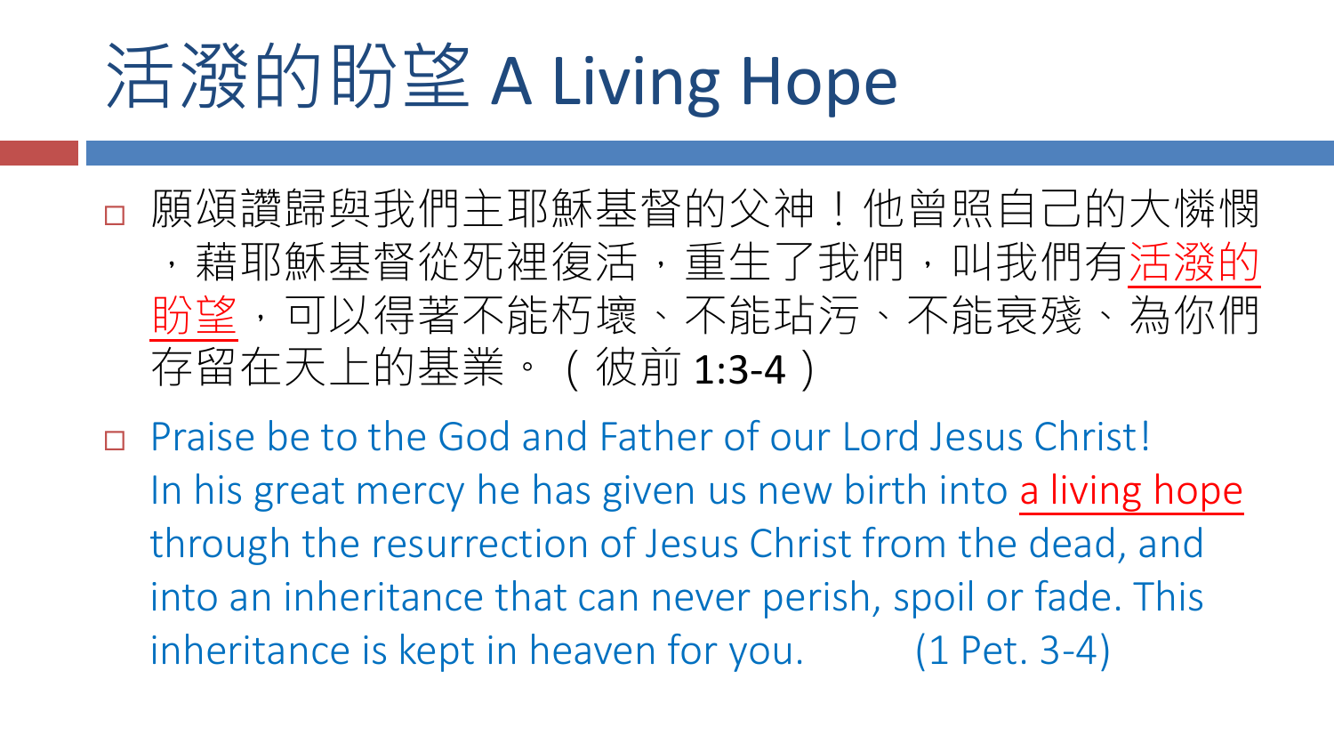# 活潑的盼望 A Living Hope

- 願頌讚歸與我們主耶穌基督的父神！他曾照自己的大憐憫，藉耶穌基督從死裡復活，重生了我們，叫我們有活潑的盼望，可以得著不能朽壞、不能玷污、不能衰殘、為你們存留在天上的基業。（彼前 1:3-4）
- Praise be to the God and Father of our Lord Jesus Christ! In his great mercy he has given us new birth into a living hope through the resurrection of Jesus Christ from the dead, and into an inheritance that can never perish, spoil or fade. This inheritance is kept in heaven for you. (1 Pet. 3-4)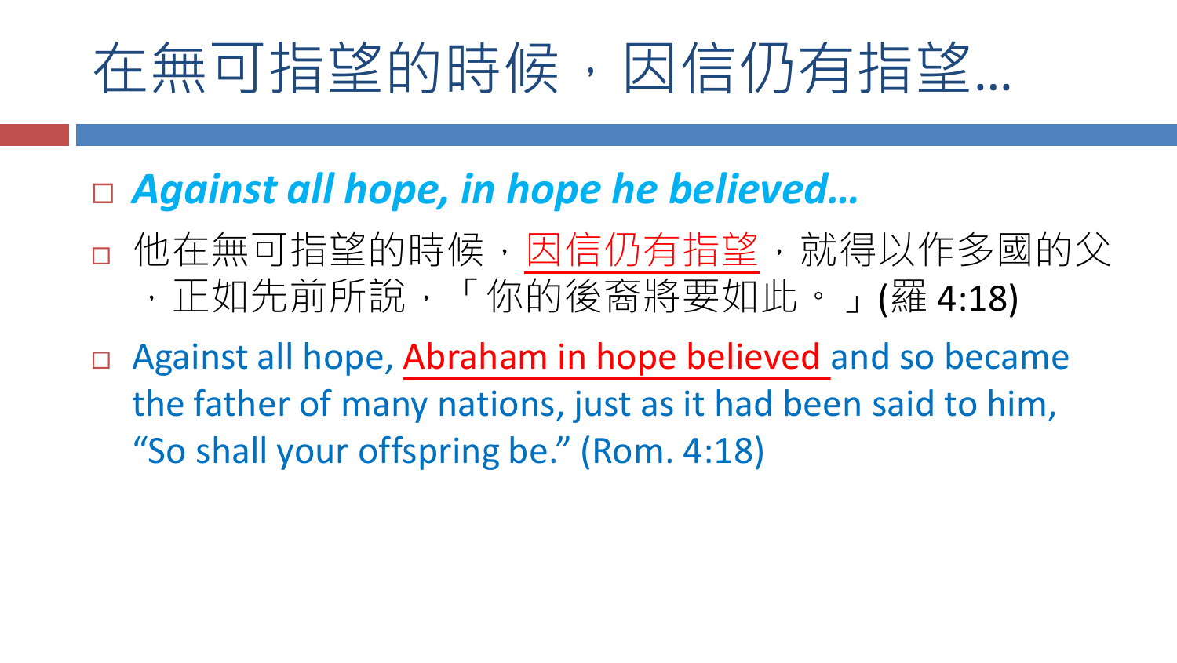# 在無可指望的時候，因信仍有指望…

- ***Against all hope, in hope he believed…***
- 他在無可指望的時候，因信仍有指望，就得以作多國的父，正如先前所說，「你的後裔將要如此。」(羅 4:18)
- Against all hope, Abraham in hope believed and so became the father of many nations, just as it had been said to him, "So shall your offspring be." (Rom. 4:18)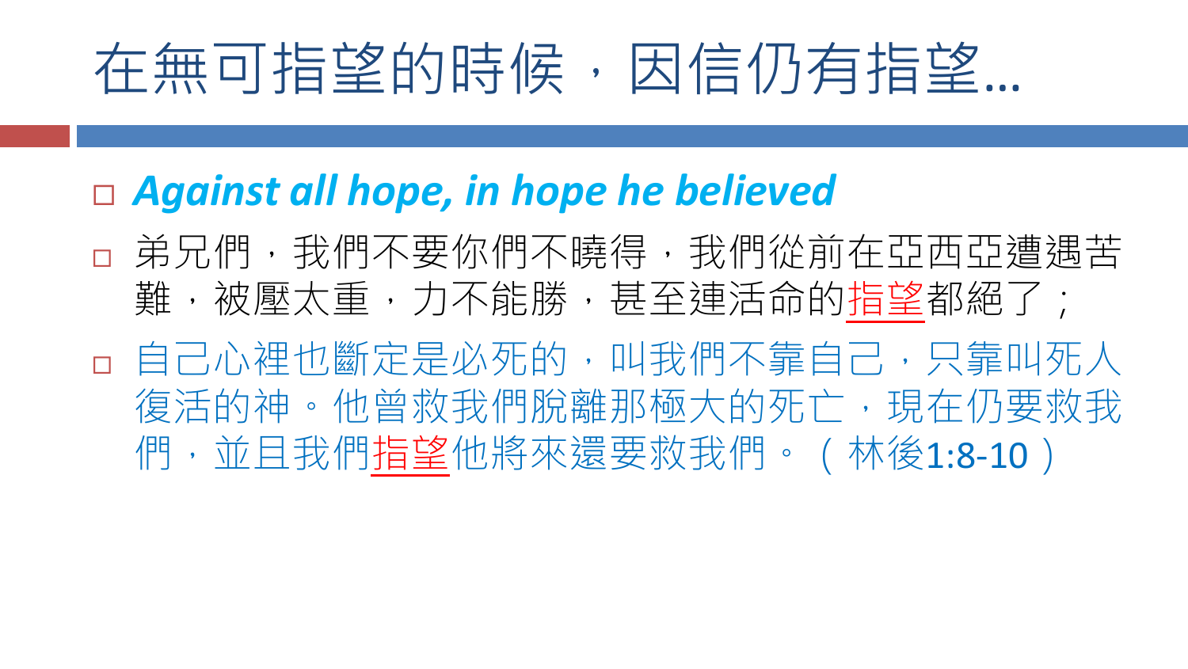# 在無可指望的時候，因信仍有指望…

- ***Against all hope, in hope he believed***
- 弟兄們，我們不要你們不曉得，我們從前在亞西亞遭遇苦難，被壓太重，力不能勝，甚至連活命的指望都絕了；
- 自己心裡也斷定是必死的，叫我們不靠自己，只靠叫死人復活的神。他曾救我們脫離那極大的死亡，現在仍要救我們，並且我們指望他將來還要救我們。（林後1:8-10）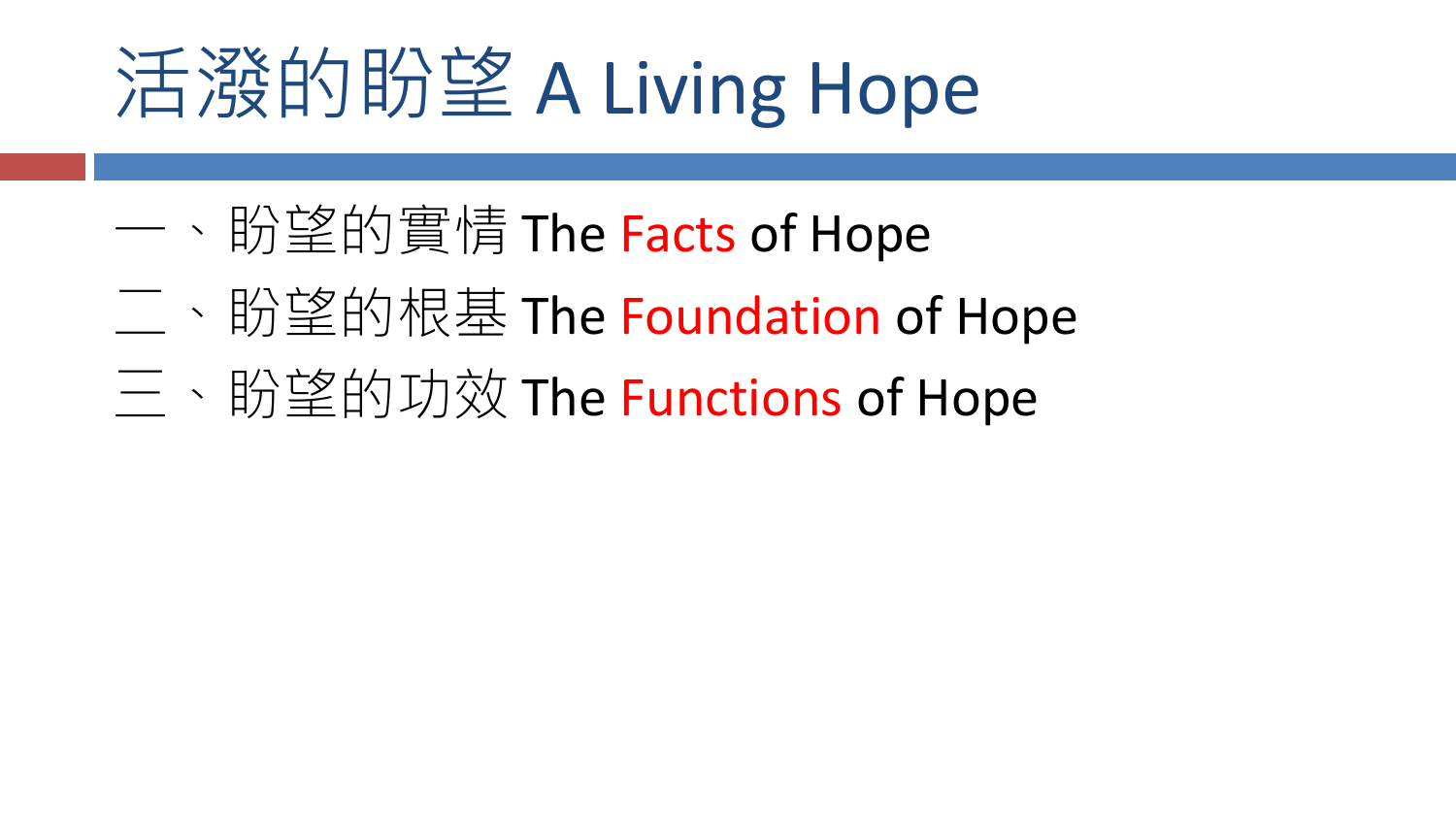# 活潑的盼望 A Living Hope

一、盼望的實情 The Facts of Hope

二、盼望的根基 The Foundation of Hope

三、盼望的功效 The Functions of Hope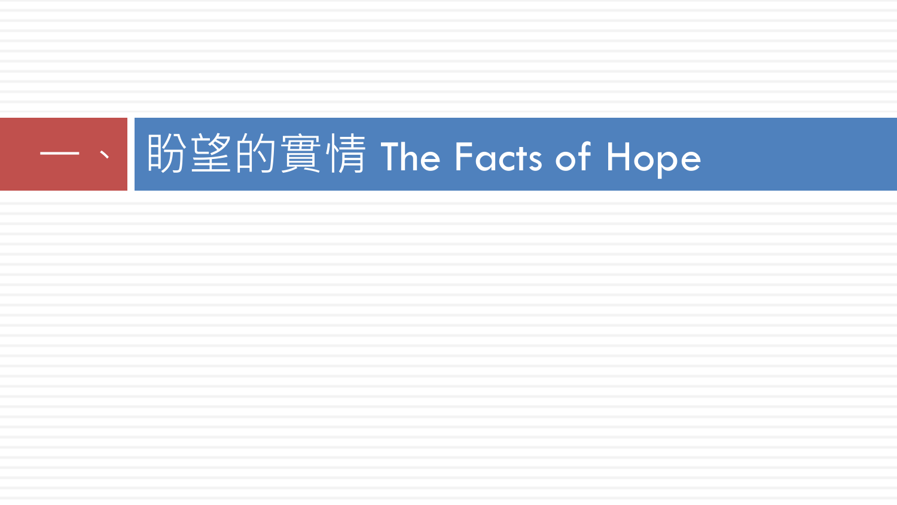# 一、盼望的實情 The Facts of Hope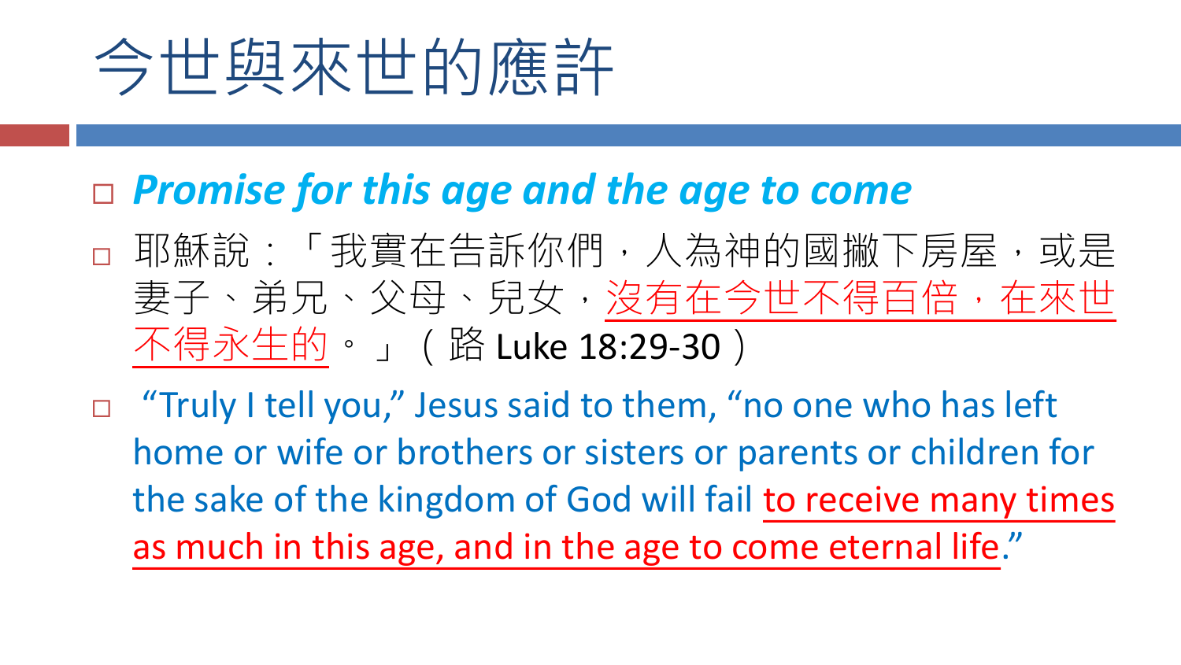# 今世與來世的應許

- ***Promise for this age and the age to come***
- 耶穌說：「我實在告訴你們，人為神的國撇下房屋，或是妻子、弟兄、父母、兒女，沒有在今世不得百倍，在來世不得永生的。」（路 Luke 18:29-30）
- "Truly I tell you," Jesus said to them, "no one who has left home or wife or brothers or sisters or parents or children for the sake of the kingdom of God will fail to receive many times as much in this age, and in the age to come eternal life."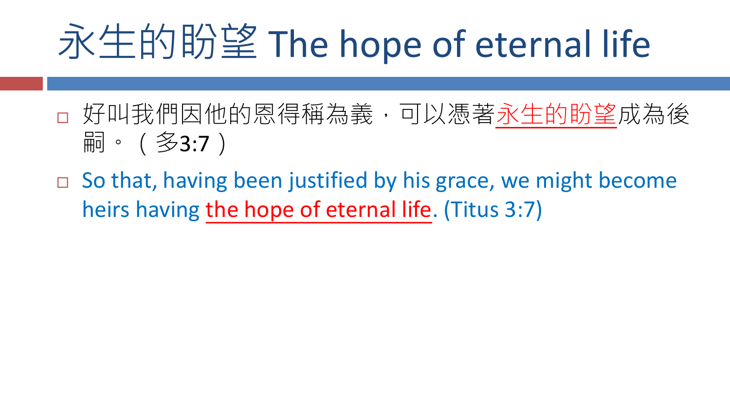# 永生的盼望 The hope of eternal life

- 好叫我們因他的恩得稱為義，可以憑著永生的盼望成為後嗣。（多3:7）
- So that, having been justified by his grace, we might become heirs having the hope of eternal life. (Titus 3:7)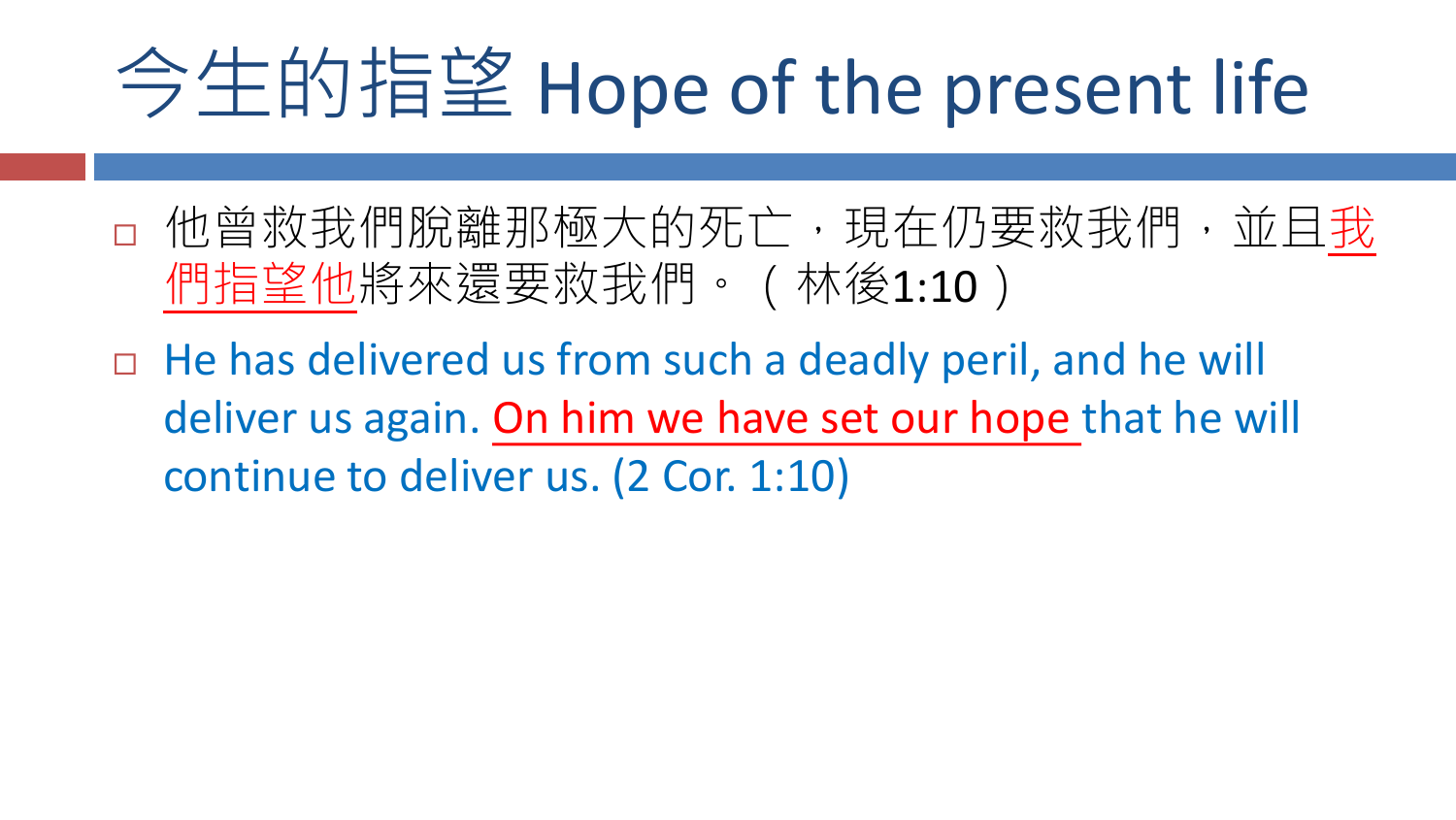# 今生的指望 Hope of the present life

- 他曾救我們脫離那極大的死亡，現在仍要救我們，並且我們指望他將來還要救我們。（林後1:10）
- He has delivered us from such a deadly peril, and he will deliver us again. On him we have set our hope that he will continue to deliver us. (2 Cor. 1:10)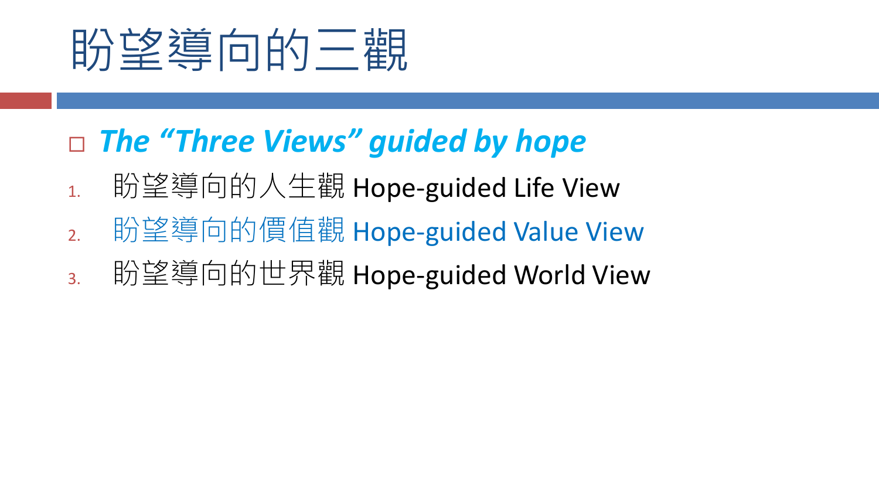# 盼望導向的三觀

- *The “Three Views” guided by hope*

1. 盼望導向的人生觀 Hope-guided Life View
2. 盼望導向的價值觀 Hope-guided Value View
3. 盼望導向的世界觀 Hope-guided World View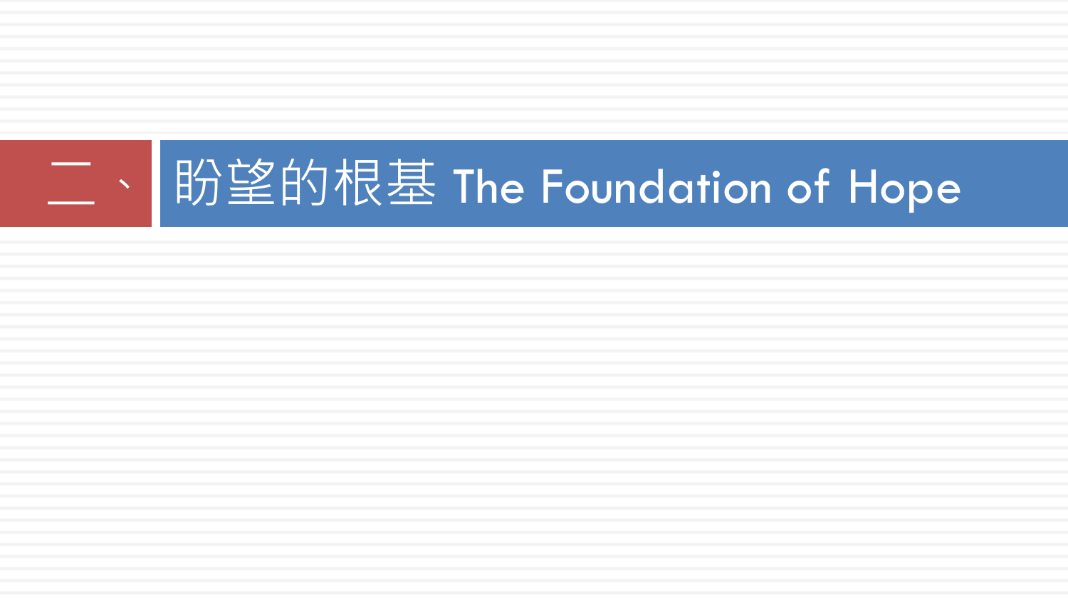# 二、 盼望的根基 The Foundation of Hope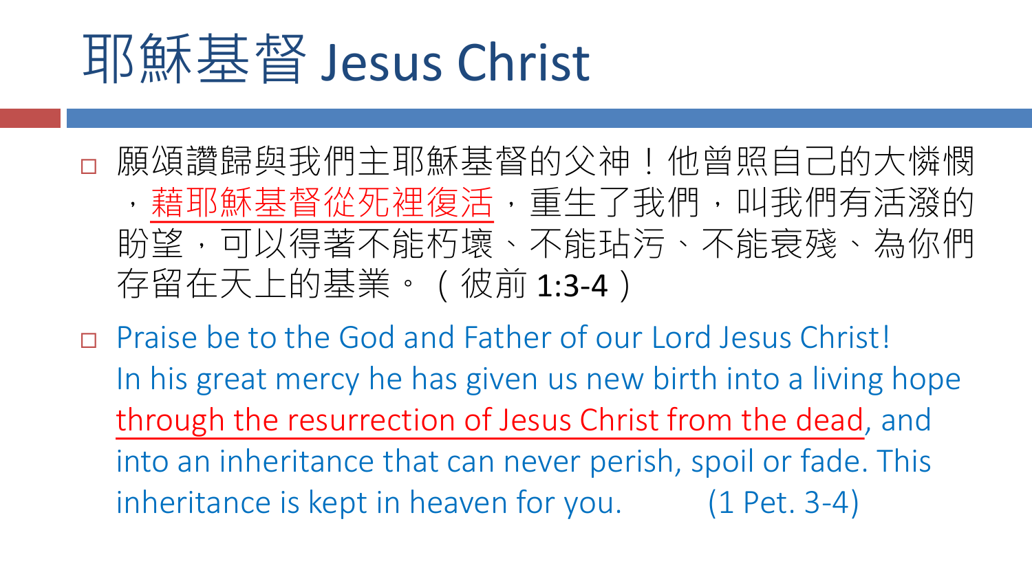# 耶穌基督 Jesus Christ

- 願頌讚歸與我們主耶穌基督的父神！他曾照自己的大憐憫，藉耶穌基督從死裡復活，重生了我們，叫我們有活潑的盼望，可以得著不能朽壞、不能玷污、不能衰殘、為你們存留在天上的基業。（彼前 1:3-4）
- Praise be to the God and Father of our Lord Jesus Christ! In his great mercy he has given us new birth into a living hope through the resurrection of Jesus Christ from the dead, and into an inheritance that can never perish, spoil or fade. This inheritance is kept in heaven for you. (1 Pet. 3-4)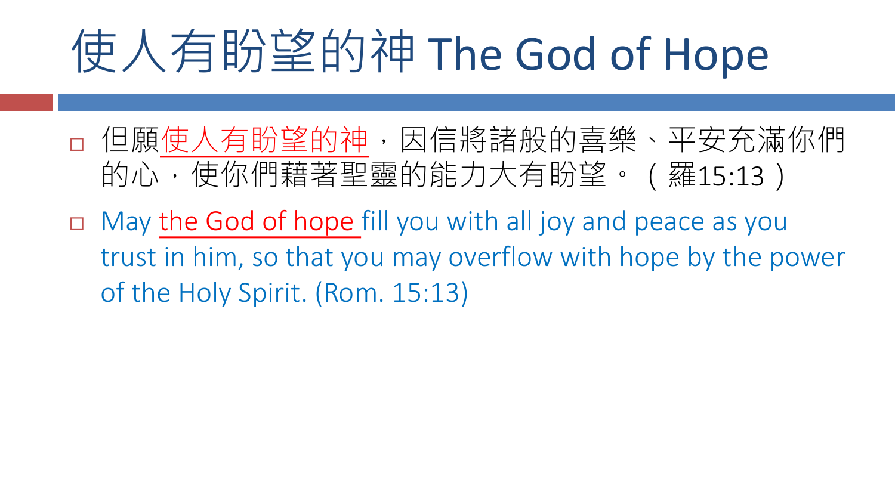# 使人有盼望的神 The God of Hope

- 但願使人有盼望的神，因信將諸般的喜樂、平安充滿你們的心，使你們藉著聖靈的能力大有盼望。（羅15:13）
- May the God of hope fill you with all joy and peace as you trust in him, so that you may overflow with hope by the power of the Holy Spirit. (Rom. 15:13)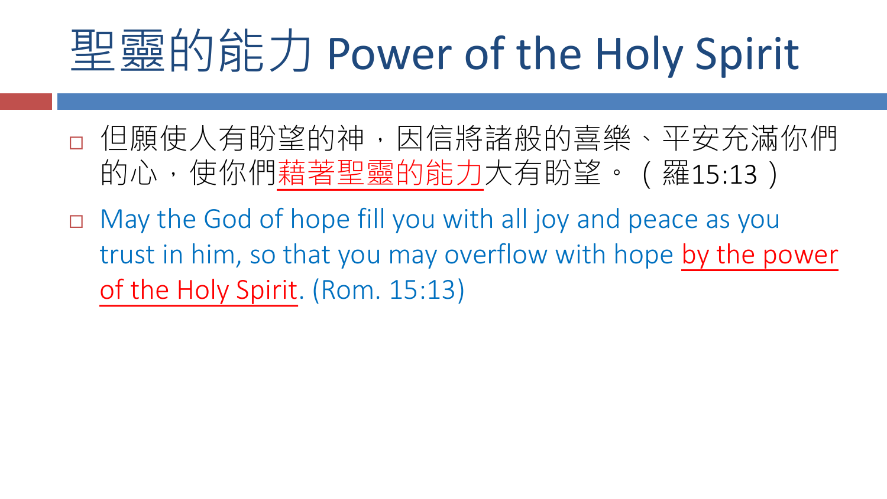# 聖靈的能力 Power of the Holy Spirit

- 但願使人有盼望的神，因信將諸般的喜樂、平安充滿你們的心，使你們藉著聖靈的能力大有盼望。（羅15:13）
- May the God of hope fill you with all joy and peace as you trust in him, so that you may overflow with hope by the power of the Holy Spirit. (Rom. 15:13)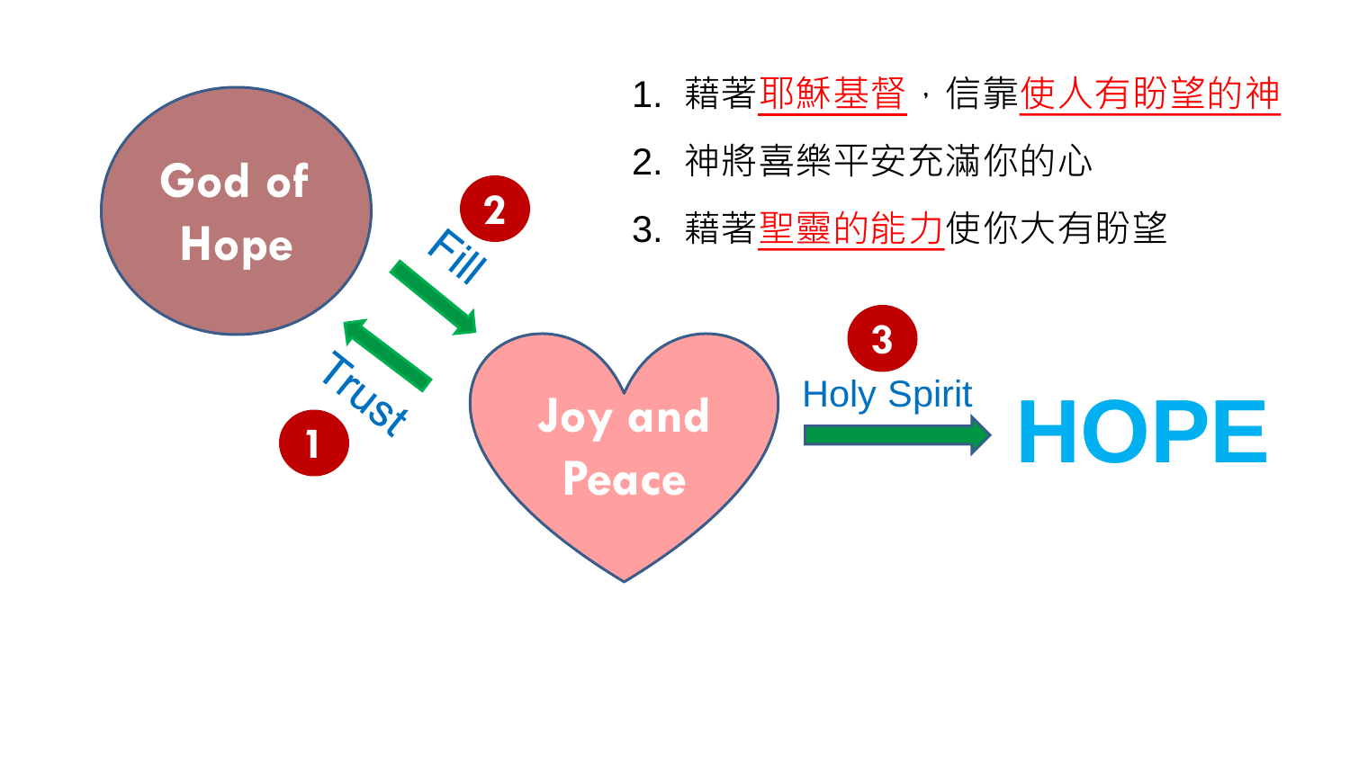1. 藉著耶穌基督，信靠使人有盼望的神
2. 神將喜樂平安充滿你的心
3. 藉著聖靈的能力使你大有盼望

God of Hope

① Trust

② Fill

Joy and Peace

③ Holy Spirit

HOPE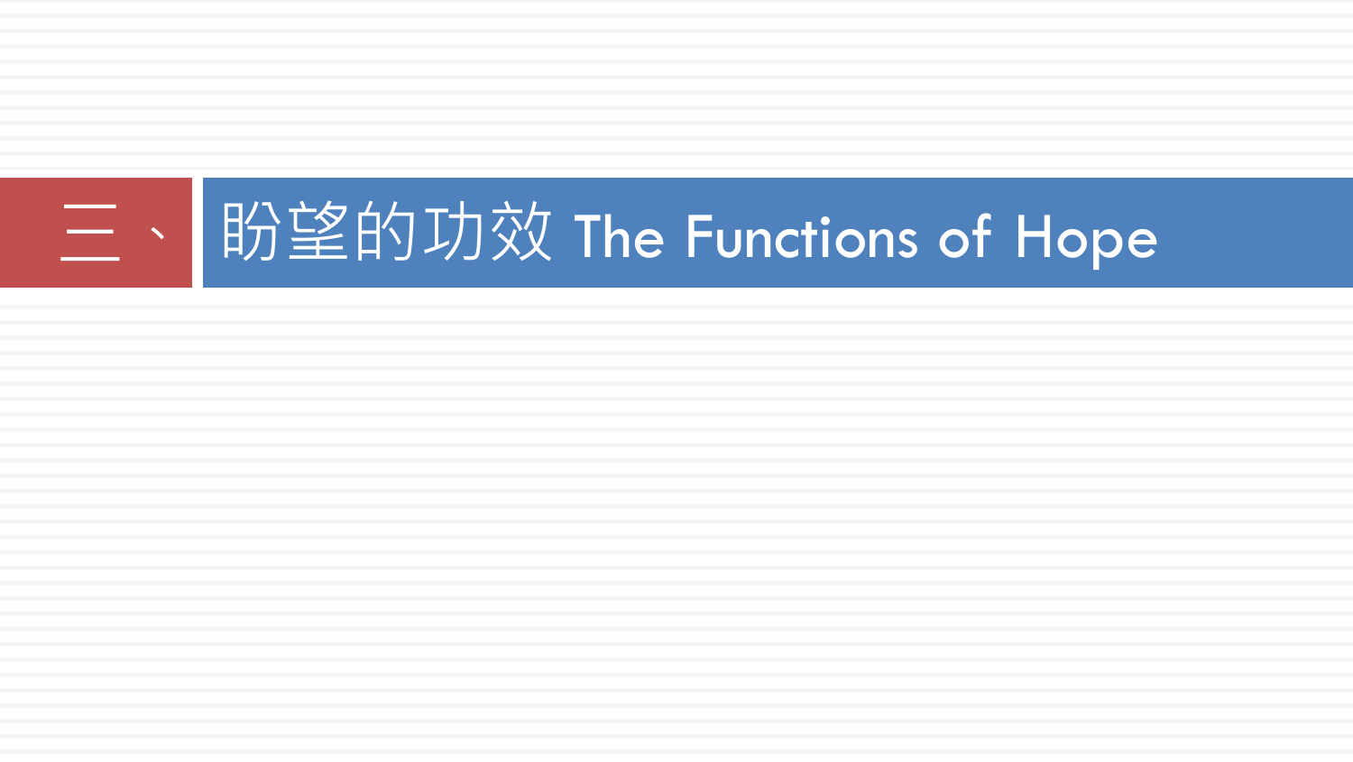# 三、盼望的功效 The Functions of Hope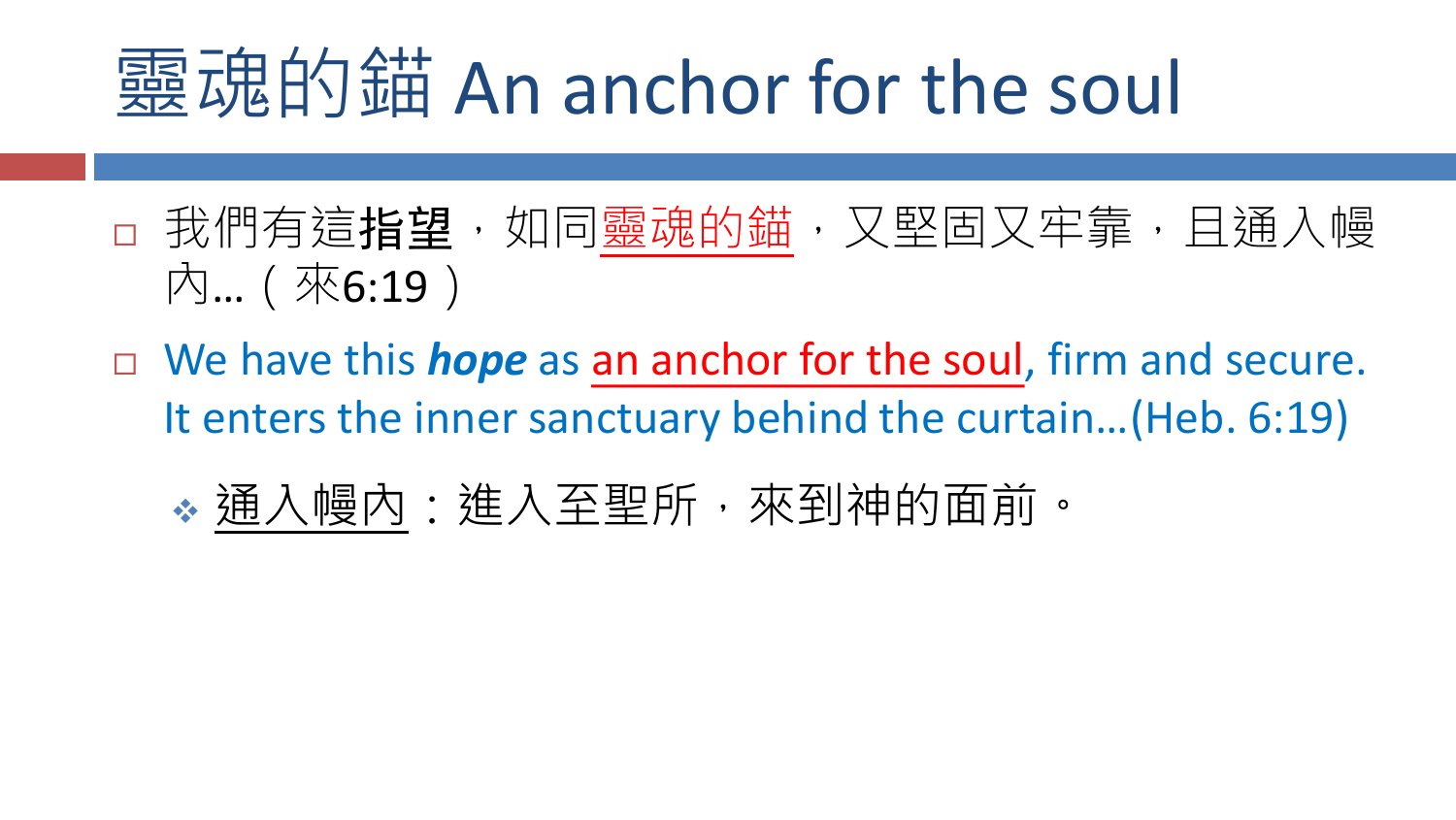# 靈魂的錨 An anchor for the soul

- 我們有這**指望**，如同靈魂的錨，又堅固又牢靠，且通入幔內…（來6:19）
- We have this ***hope*** as an anchor for the soul, firm and secure. It enters the inner sanctuary behind the curtain…(Heb. 6:19)
  - 通入幔內：進入至聖所，來到神的面前。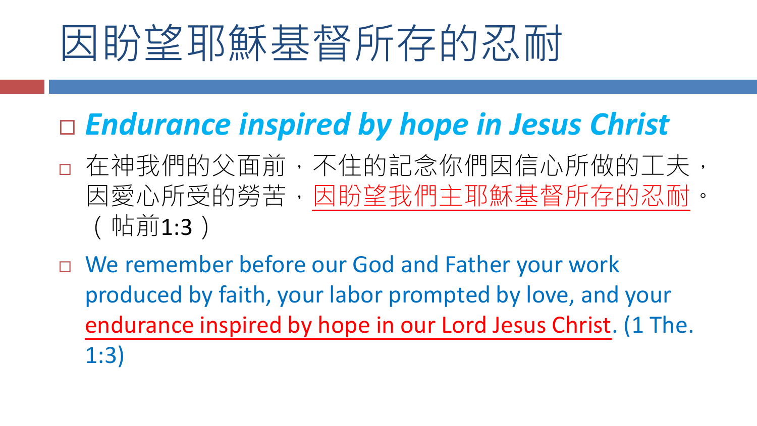# 因盼望耶穌基督所存的忍耐

- ***Endurance inspired by hope in Jesus Christ***
- 在神我們的父面前，不住的記念你們因信心所做的工夫，因愛心所受的勞苦，因盼望我們主耶穌基督所存的忍耐。（帖前1:3）
- We remember before our God and Father your work produced by faith, your labor prompted by love, and your endurance inspired by hope in our Lord Jesus Christ. (1 The. 1:3)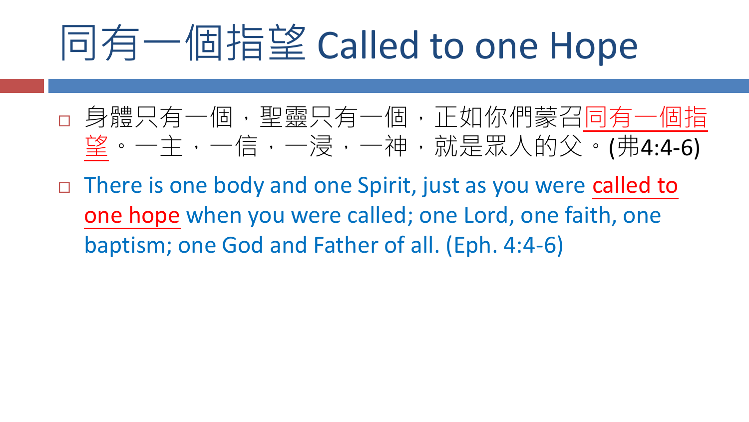# 同有一個指望 Called to one Hope

- 身體只有一個，聖靈只有一個，正如你們蒙召同有一個指望。一主，一信，一浸，一神，就是眾人的父。(弗4:4-6)
- There is one body and one Spirit, just as you were called to one hope when you were called; one Lord, one faith, one baptism; one God and Father of all. (Eph. 4:4-6)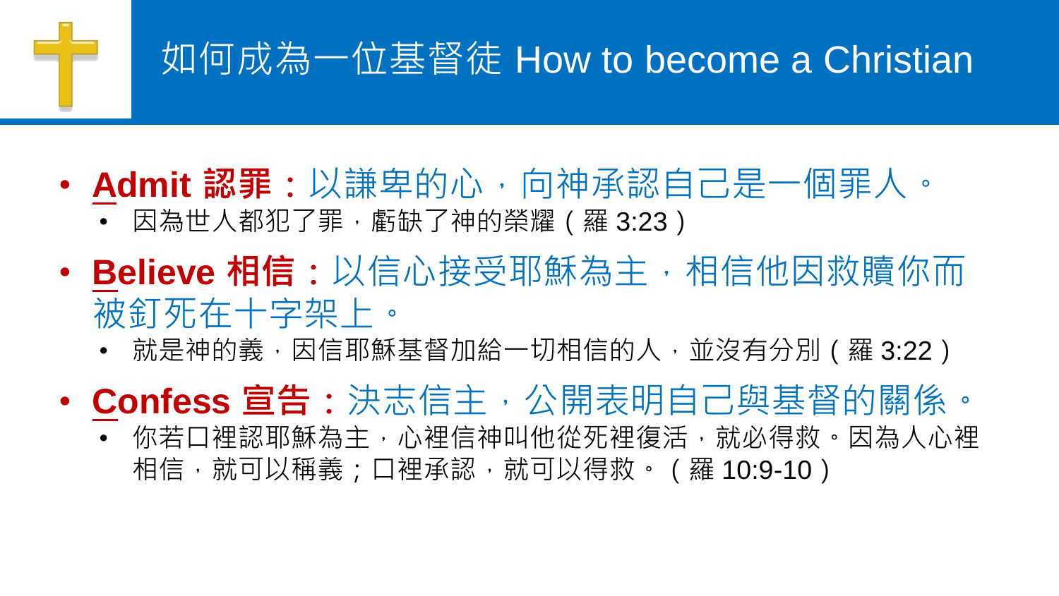# 如何成為一位基督徒 How to become a Christian

- **Admit 認罪**：以謙卑的心，向神承認自己是一個罪人。
  - 因為世人都犯了罪，虧缺了神的榮耀（羅 3:23）
- **Believe 相信**：以信心接受耶穌為主，相信他因救贖你而被釘死在十字架上。
  - 就是神的義，因信耶穌基督加給一切相信的人，並沒有分別（羅 3:22）
- **Confess 宣告**：決志信主，公開表明自己與基督的關係。
  - 你若口裡認耶穌為主，心裡信神叫他從死裡復活，就必得救。因為人心裡相信，就可以稱義；口裡承認，就可以得救。（羅 10:9-10）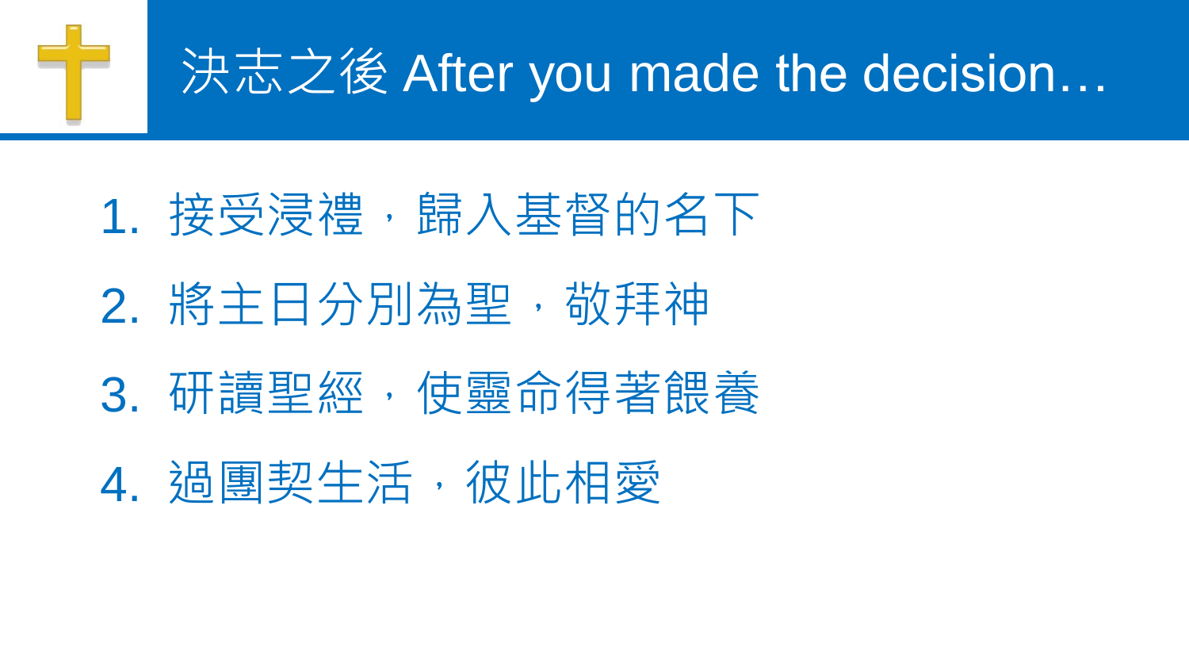# 決志之後 After you made the decision…

1. 接受浸禮，歸入基督的名下
2. 將主日分別為聖，敬拜神
3. 研讀聖經，使靈命得著餵養
4. 過團契生活，彼此相愛